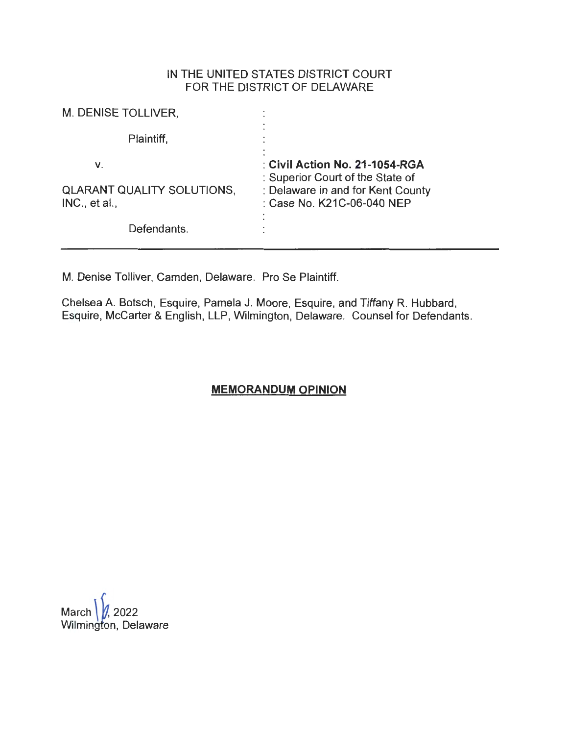IN THE UNITED STATES DISTRICT COURT
FOR THE DISTRICT OF DELAWARE

| | |
|---|---|
| M. DENISE TOLLIVER, | : |
| Plaintiff, | : |
| v. | : **Civil Action No. 21-1054-RGA** |
| | : Superior Court of the State of |
| QLARANT QUALITY SOLUTIONS, INC., et al., | : Delaware in and for Kent County |
| | : Case No. K21C-06-040 NEP |
| Defendants. | : |

M. Denise Tolliver, Camden, Delaware. Pro Se Plaintiff.

Chelsea A. Botsch, Esquire, Pamela J. Moore, Esquire, and Tiffany R. Hubbard, Esquire, McCarter & English, LLP, Wilmington, Delaware. Counsel for Defendants.

**MEMORANDUM OPINION**

March 16, 2022
Wilmington, Delaware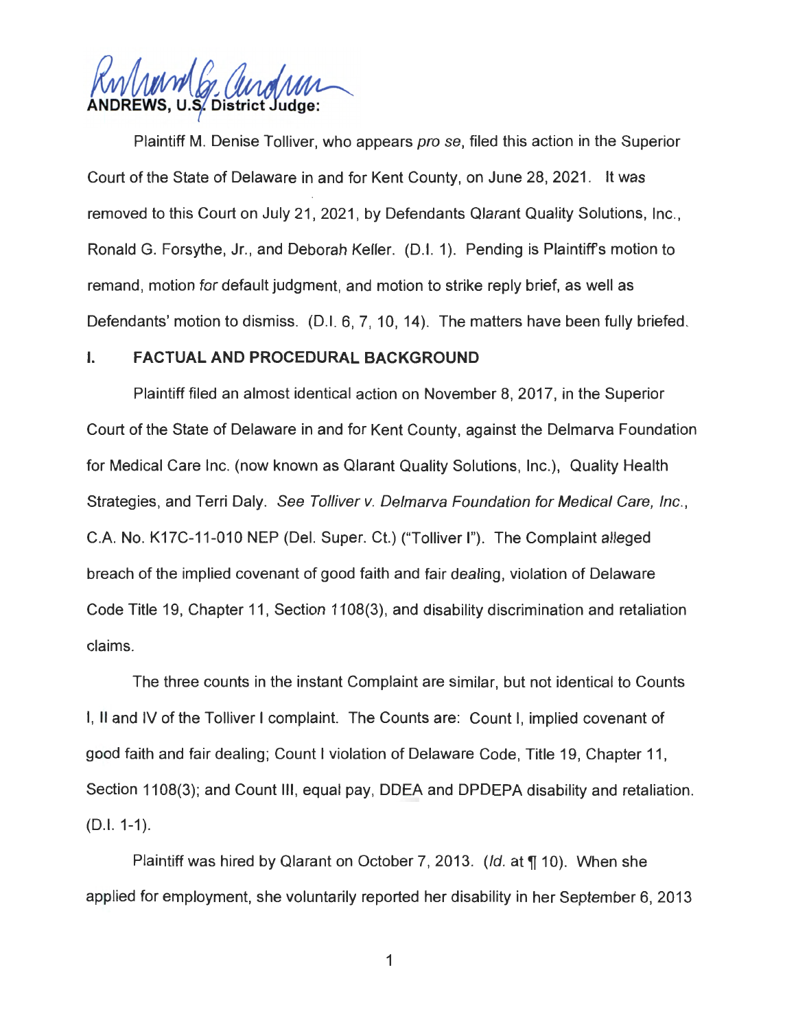ANDREWS, U.S. District Judge:

Plaintiff M. Denise Tolliver, who appears *pro se*, filed this action in the Superior Court of the State of Delaware in and for Kent County, on June 28, 2021. It was removed to this Court on July 21, 2021, by Defendants Qlarant Quality Solutions, Inc., Ronald G. Forsythe, Jr., and Deborah Keller. (D.I. 1). Pending is Plaintiff's motion to remand, motion for default judgment, and motion to strike reply brief, as well as Defendants' motion to dismiss. (D.I. 6, 7, 10, 14). The matters have been fully briefed.

## I. FACTUAL AND PROCEDURAL BACKGROUND

Plaintiff filed an almost identical action on November 8, 2017, in the Superior Court of the State of Delaware in and for Kent County, against the Delmarva Foundation for Medical Care Inc. (now known as Qlarant Quality Solutions, Inc.), Quality Health Strategies, and Terri Daly. *See Tolliver v. Delmarva Foundation for Medical Care, Inc.*, C.A. No. K17C-11-010 NEP (Del. Super. Ct.) ("Tolliver I"). The Complaint alleged breach of the implied covenant of good faith and fair dealing, violation of Delaware Code Title 19, Chapter 11, Section 1108(3), and disability discrimination and retaliation claims.

The three counts in the instant Complaint are similar, but not identical to Counts I, II and IV of the Tolliver I complaint. The Counts are: Count I, implied covenant of good faith and fair dealing; Count I violation of Delaware Code, Title 19, Chapter 11, Section 1108(3); and Count III, equal pay, DDEA and DPDEPA disability and retaliation. (D.I. 1-1).

Plaintiff was hired by Qlarant on October 7, 2013. (*Id.* at ¶ 10). When she applied for employment, she voluntarily reported her disability in her September 6, 2013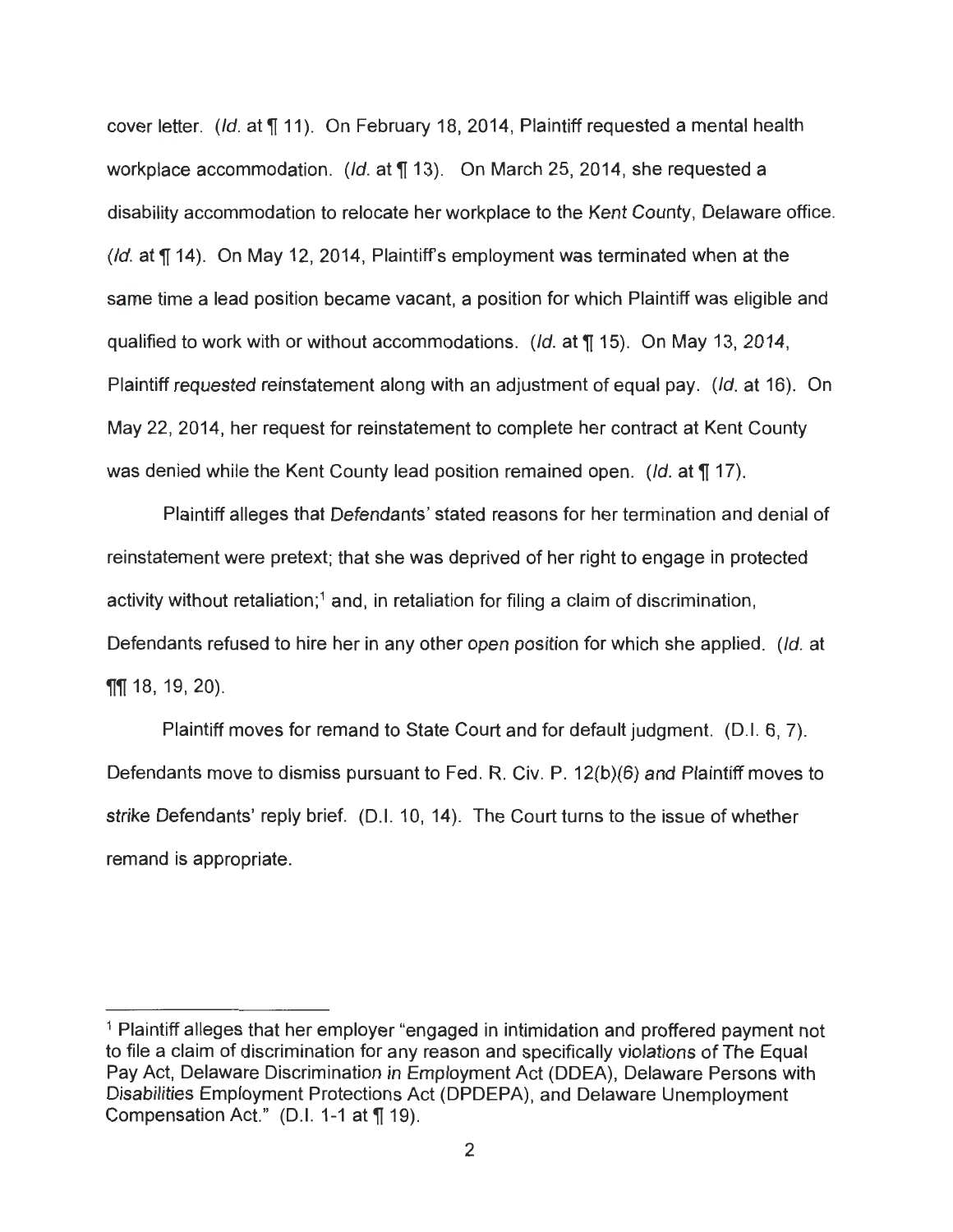cover letter. (*Id.* at ¶ 11). On February 18, 2014, Plaintiff requested a mental health workplace accommodation. (*Id.* at ¶ 13). On March 25, 2014, she requested a disability accommodation to relocate her workplace to the Kent County, Delaware office. (*Id.* at ¶ 14). On May 12, 2014, Plaintiff's employment was terminated when at the same time a lead position became vacant, a position for which Plaintiff was eligible and qualified to work with or without accommodations. (*Id.* at ¶ 15). On May 13, 2014, Plaintiff requested reinstatement along with an adjustment of equal pay. (*Id.* at 16). On May 22, 2014, her request for reinstatement to complete her contract at Kent County was denied while the Kent County lead position remained open. (*Id.* at ¶ 17).

Plaintiff alleges that Defendants' stated reasons for her termination and denial of reinstatement were pretext; that she was deprived of her right to engage in protected activity without retaliation;[1] and, in retaliation for filing a claim of discrimination, Defendants refused to hire her in any other open position for which she applied. (*Id.* at ¶¶ 18, 19, 20).

Plaintiff moves for remand to State Court and for default judgment. (D.I. 6, 7). Defendants move to dismiss pursuant to Fed. R. Civ. P. 12(b)(6) and Plaintiff moves to strike Defendants' reply brief. (D.I. 10, 14). The Court turns to the issue of whether remand is appropriate.

---

[1] Plaintiff alleges that her employer "engaged in intimidation and proffered payment not to file a claim of discrimination for any reason and specifically violations of The Equal Pay Act, Delaware Discrimination in Employment Act (DDEA), Delaware Persons with Disabilities Employment Protections Act (DPDEPA), and Delaware Unemployment Compensation Act." (D.I. 1-1 at ¶ 19).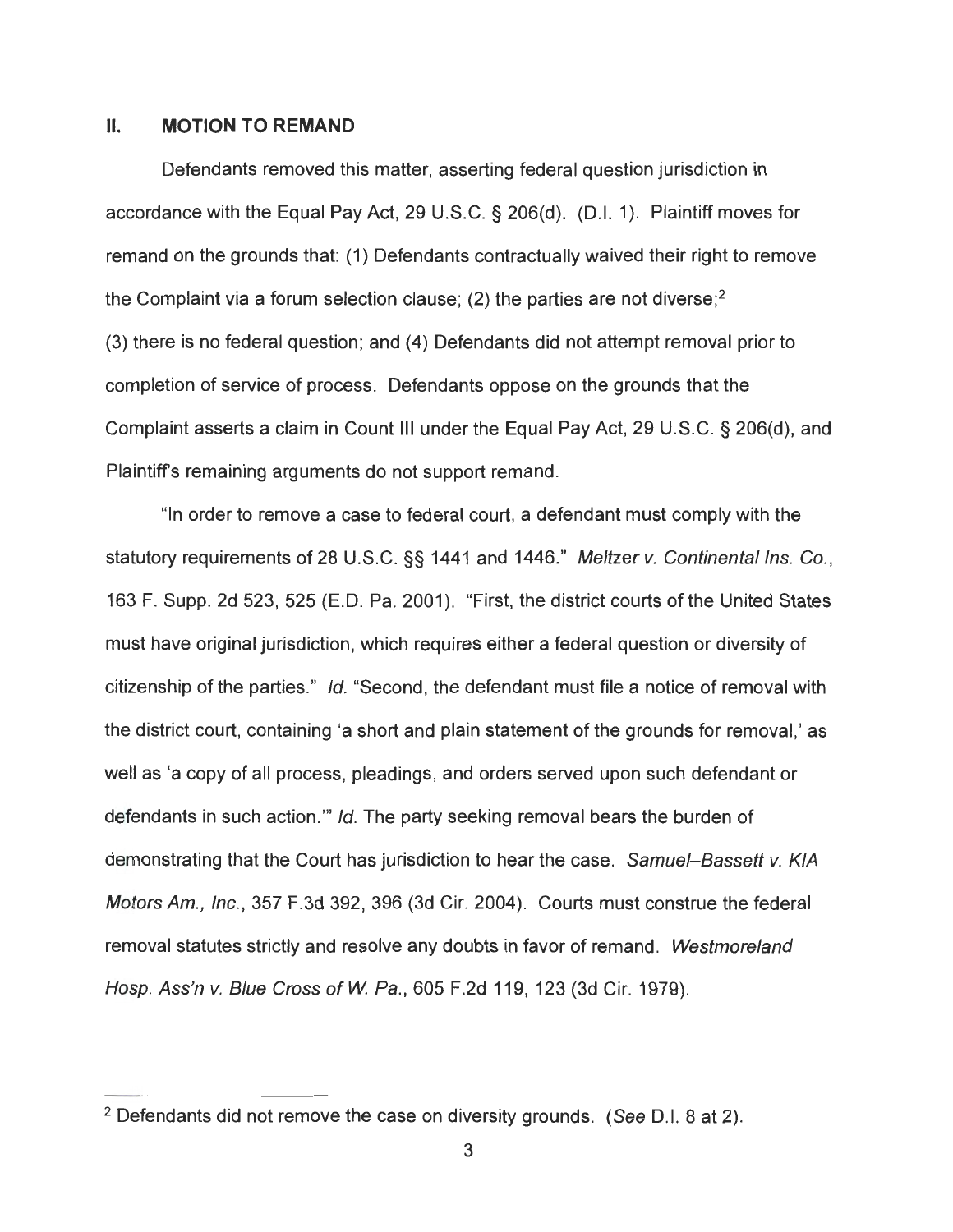## II. MOTION TO REMAND

Defendants removed this matter, asserting federal question jurisdiction in accordance with the Equal Pay Act, 29 U.S.C. § 206(d). (D.I. 1). Plaintiff moves for remand on the grounds that: (1) Defendants contractually waived their right to remove the Complaint via a forum selection clause; (2) the parties are not diverse;[2] (3) there is no federal question; and (4) Defendants did not attempt removal prior to completion of service of process. Defendants oppose on the grounds that the Complaint asserts a claim in Count III under the Equal Pay Act, 29 U.S.C. § 206(d), and Plaintiff's remaining arguments do not support remand.

"In order to remove a case to federal court, a defendant must comply with the statutory requirements of 28 U.S.C. §§ 1441 and 1446." *Meltzer v. Continental Ins. Co.*, 163 F. Supp. 2d 523, 525 (E.D. Pa. 2001). "First, the district courts of the United States must have original jurisdiction, which requires either a federal question or diversity of citizenship of the parties." *Id.* "Second, the defendant must file a notice of removal with the district court, containing 'a short and plain statement of the grounds for removal,' as well as 'a copy of all process, pleadings, and orders served upon such defendant or defendants in such action.'" *Id.* The party seeking removal bears the burden of demonstrating that the Court has jurisdiction to hear the case. *Samuel–Bassett v. KIA Motors Am., Inc.*, 357 F.3d 392, 396 (3d Cir. 2004). Courts must construe the federal removal statutes strictly and resolve any doubts in favor of remand. *Westmoreland Hosp. Ass'n v. Blue Cross of W. Pa.*, 605 F.2d 119, 123 (3d Cir. 1979).

---

[2] Defendants did not remove the case on diversity grounds. (*See* D.I. 8 at 2).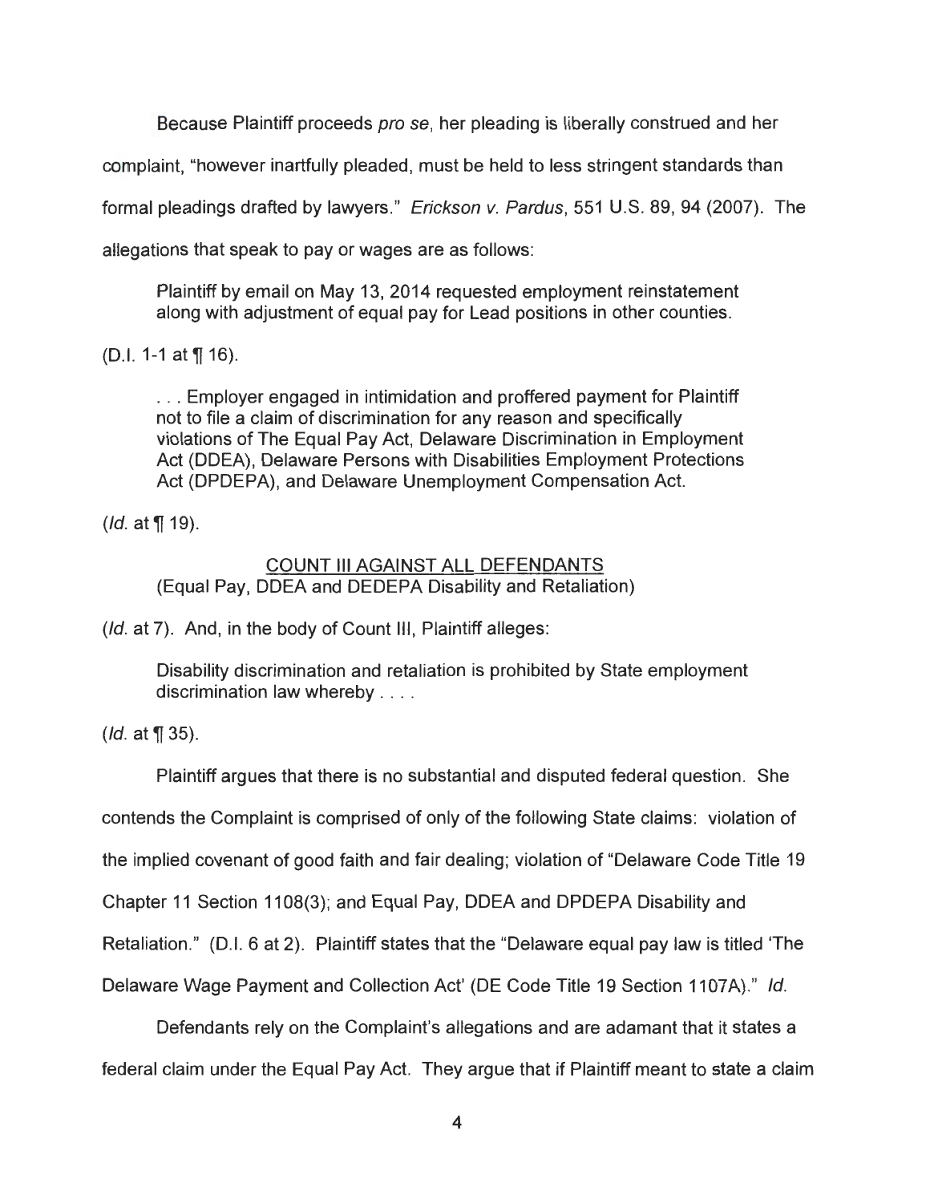Because Plaintiff proceeds *pro se*, her pleading is liberally construed and her complaint, "however inartfully pleaded, must be held to less stringent standards than formal pleadings drafted by lawyers." *Erickson v. Pardus*, 551 U.S. 89, 94 (2007). The allegations that speak to pay or wages are as follows:

> Plaintiff by email on May 13, 2014 requested employment reinstatement along with adjustment of equal pay for Lead positions in other counties.

(D.I. 1-1 at ¶ 16).

> . . . Employer engaged in intimidation and proffered payment for Plaintiff not to file a claim of discrimination for any reason and specifically violations of The Equal Pay Act, Delaware Discrimination in Employment Act (DDEA), Delaware Persons with Disabilities Employment Protections Act (DPDEPA), and Delaware Unemployment Compensation Act.

(*Id.* at ¶ 19).

> COUNT III AGAINST ALL DEFENDANTS
> (Equal Pay, DDEA and DEDEPA Disability and Retaliation)

(*Id.* at 7). And, in the body of Count III, Plaintiff alleges:

> Disability discrimination and retaliation is prohibited by State employment discrimination law whereby . . . .

(*Id.* at ¶ 35).

Plaintiff argues that there is no substantial and disputed federal question. She contends the Complaint is comprised of only of the following State claims: violation of the implied covenant of good faith and fair dealing; violation of "Delaware Code Title 19 Chapter 11 Section 1108(3); and Equal Pay, DDEA and DPDEPA Disability and Retaliation." (D.I. 6 at 2). Plaintiff states that the "Delaware equal pay law is titled 'The Delaware Wage Payment and Collection Act' (DE Code Title 19 Section 1107A)." *Id.*

Defendants rely on the Complaint's allegations and are adamant that it states a federal claim under the Equal Pay Act. They argue that if Plaintiff meant to state a claim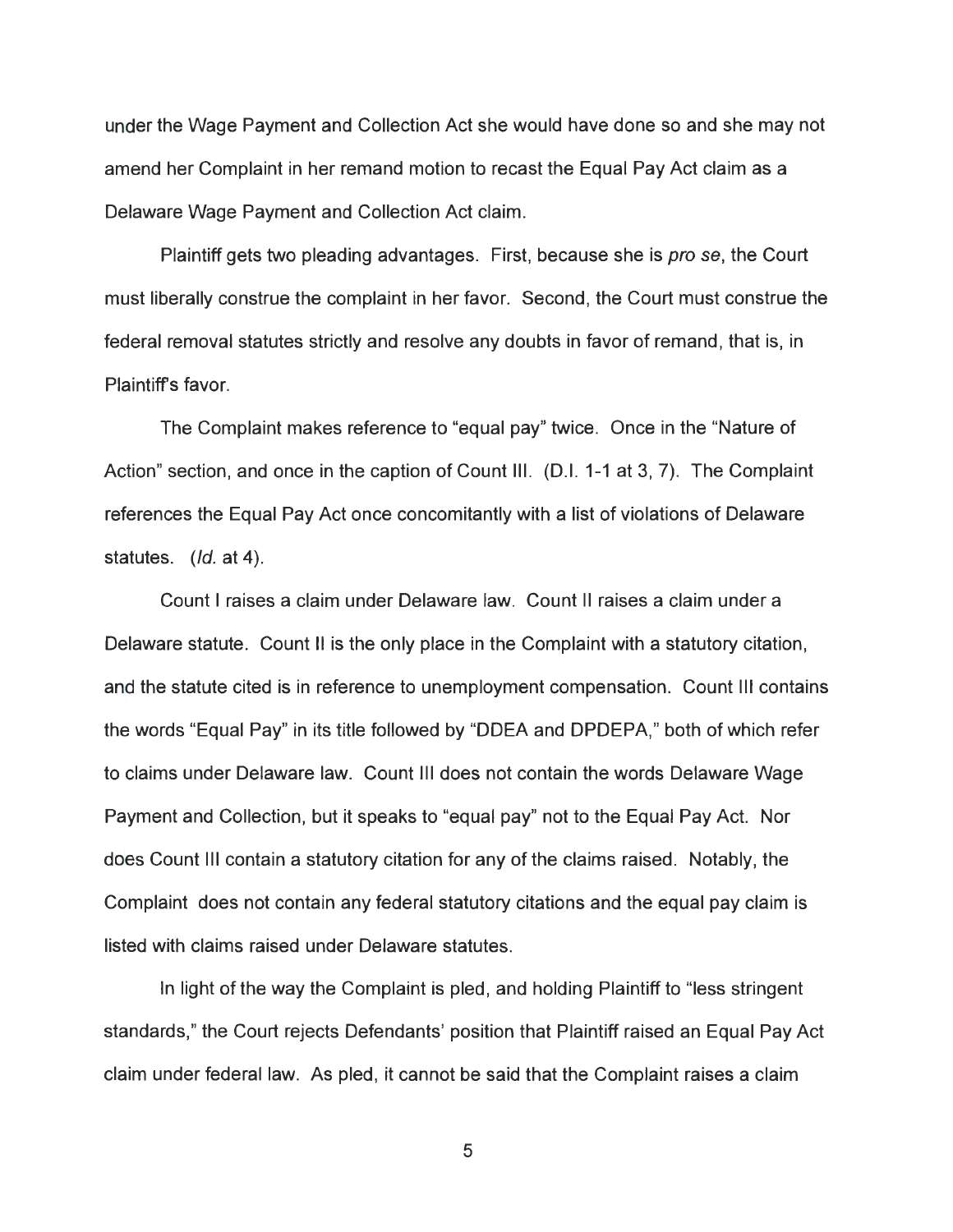under the Wage Payment and Collection Act she would have done so and she may not amend her Complaint in her remand motion to recast the Equal Pay Act claim as a Delaware Wage Payment and Collection Act claim.

Plaintiff gets two pleading advantages. First, because she is *pro se*, the Court must liberally construe the complaint in her favor. Second, the Court must construe the federal removal statutes strictly and resolve any doubts in favor of remand, that is, in Plaintiff's favor.

The Complaint makes reference to "equal pay" twice. Once in the "Nature of Action" section, and once in the caption of Count III. (D.I. 1-1 at 3, 7). The Complaint references the Equal Pay Act once concomitantly with a list of violations of Delaware statutes. (*Id.* at 4).

Count I raises a claim under Delaware law. Count II raises a claim under a Delaware statute. Count II is the only place in the Complaint with a statutory citation, and the statute cited is in reference to unemployment compensation. Count III contains the words "Equal Pay" in its title followed by "DDEA and DPDEPA," both of which refer to claims under Delaware law. Count III does not contain the words Delaware Wage Payment and Collection, but it speaks to "equal pay" not to the Equal Pay Act. Nor does Count III contain a statutory citation for any of the claims raised. Notably, the Complaint does not contain any federal statutory citations and the equal pay claim is listed with claims raised under Delaware statutes.

In light of the way the Complaint is pled, and holding Plaintiff to "less stringent standards," the Court rejects Defendants' position that Plaintiff raised an Equal Pay Act claim under federal law. As pled, it cannot be said that the Complaint raises a claim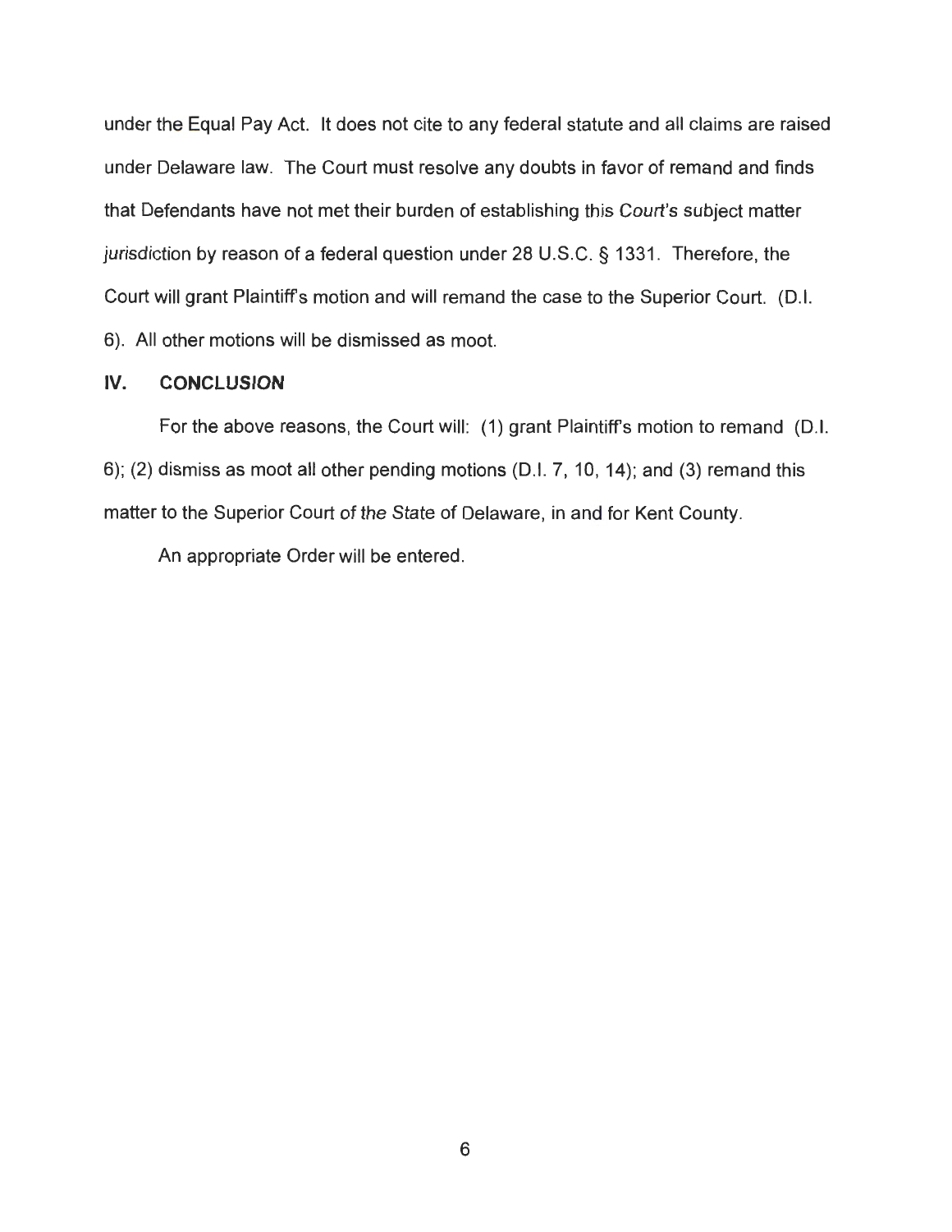under the Equal Pay Act. It does not cite to any federal statute and all claims are raised under Delaware law. The Court must resolve any doubts in favor of remand and finds that Defendants have not met their burden of establishing this Court's subject matter jurisdiction by reason of a federal question under 28 U.S.C. § 1331. Therefore, the Court will grant Plaintiff's motion and will remand the case to the Superior Court. (D.I. 6). All other motions will be dismissed as moot.

## IV. CONCLUSION

For the above reasons, the Court will: (1) grant Plaintiff's motion to remand (D.I. 6); (2) dismiss as moot all other pending motions (D.I. 7, 10, 14); and (3) remand this matter to the Superior Court of the State of Delaware, in and for Kent County.

An appropriate Order will be entered.